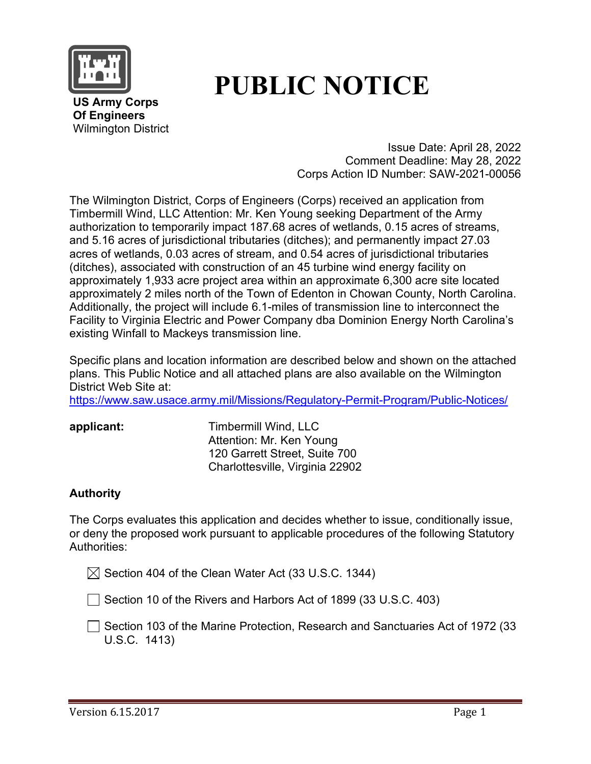US Army Corps
Of Engineers
Wilmington District

# PUBLIC NOTICE

Issue Date: April 28, 2022
Comment Deadline: May 28, 2022
Corps Action ID Number: SAW-2021-00056

The Wilmington District, Corps of Engineers (Corps) received an application from Timbermill Wind, LLC Attention: Mr. Ken Young seeking Department of the Army authorization to temporarily impact 187.68 acres of wetlands, 0.15 acres of streams, and 5.16 acres of jurisdictional tributaries (ditches); and permanently impact 27.03 acres of wetlands, 0.03 acres of stream, and 0.54 acres of jurisdictional tributaries (ditches), associated with construction of an 45 turbine wind energy facility on approximately 1,933 acre project area within an approximate 6,300 acre site located approximately 2 miles north of the Town of Edenton in Chowan County, North Carolina. Additionally, the project will include 6.1-miles of transmission line to interconnect the Facility to Virginia Electric and Power Company dba Dominion Energy North Carolina's existing Winfall to Mackeys transmission line.

Specific plans and location information are described below and shown on the attached plans. This Public Notice and all attached plans are also available on the Wilmington District Web Site at:
https://www.saw.usace.army.mil/Missions/Regulatory-Permit-Program/Public-Notices/

**applicant:**

Timbermill Wind, LLC
Attention: Mr. Ken Young
120 Garrett Street, Suite 700
Charlottesville, Virginia 22902

**Authority**

The Corps evaluates this application and decides whether to issue, conditionally issue, or deny the proposed work pursuant to applicable procedures of the following Statutory Authorities:

- [x] Section 404 of the Clean Water Act (33 U.S.C. 1344)
- [ ] Section 10 of the Rivers and Harbors Act of 1899 (33 U.S.C. 403)
- [ ] Section 103 of the Marine Protection, Research and Sanctuaries Act of 1972 (33 U.S.C. 1413)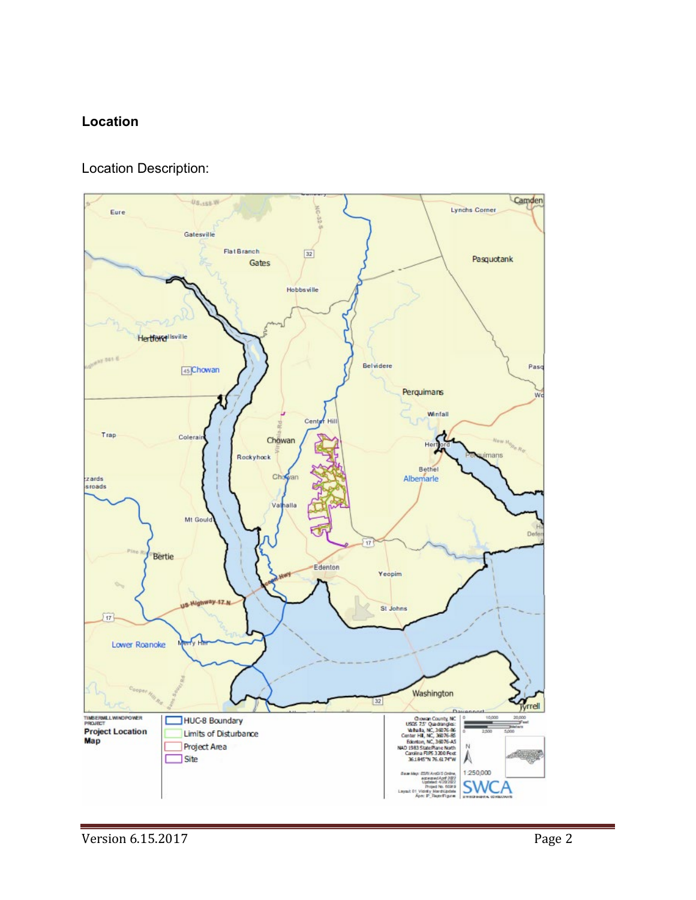## Location

Location Description: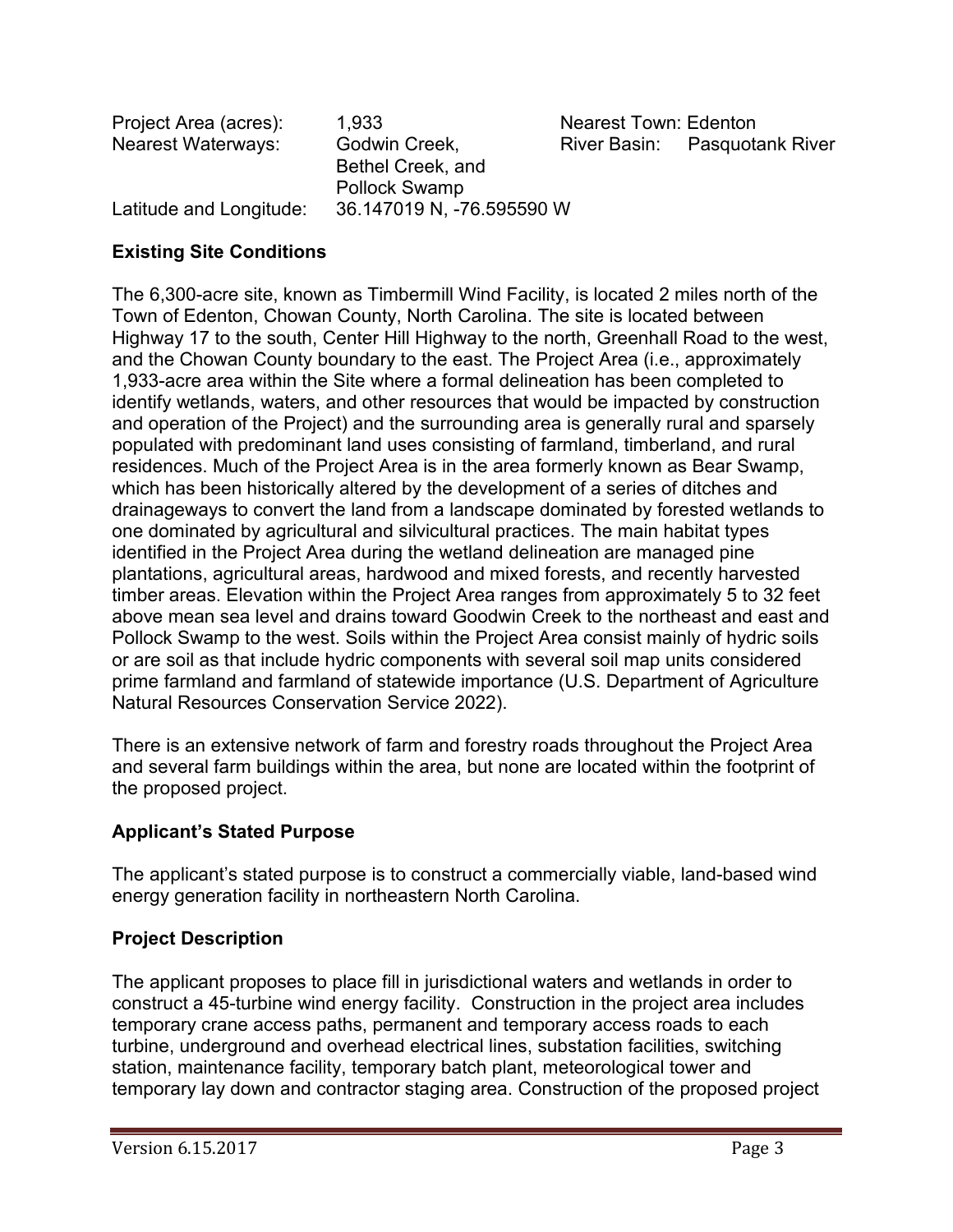| Project Area (acres): | 1,933 | Nearest Town: Edenton | |
|---|---|---|---|
| Nearest Waterways: | Godwin Creek, Bethel Creek, and Pollock Swamp | River Basin: | Pasquotank River |
| Latitude and Longitude: | 36.147019 N, -76.595590 W | | |

## Existing Site Conditions

The 6,300-acre site, known as Timbermill Wind Facility, is located 2 miles north of the Town of Edenton, Chowan County, North Carolina. The site is located between Highway 17 to the south, Center Hill Highway to the north, Greenhall Road to the west, and the Chowan County boundary to the east. The Project Area (i.e., approximately 1,933-acre area within the Site where a formal delineation has been completed to identify wetlands, waters, and other resources that would be impacted by construction and operation of the Project) and the surrounding area is generally rural and sparsely populated with predominant land uses consisting of farmland, timberland, and rural residences. Much of the Project Area is in the area formerly known as Bear Swamp, which has been historically altered by the development of a series of ditches and drainageways to convert the land from a landscape dominated by forested wetlands to one dominated by agricultural and silvicultural practices. The main habitat types identified in the Project Area during the wetland delineation are managed pine plantations, agricultural areas, hardwood and mixed forests, and recently harvested timber areas. Elevation within the Project Area ranges from approximately 5 to 32 feet above mean sea level and drains toward Goodwin Creek to the northeast and east and Pollock Swamp to the west. Soils within the Project Area consist mainly of hydric soils or are soil as that include hydric components with several soil map units considered prime farmland and farmland of statewide importance (U.S. Department of Agriculture Natural Resources Conservation Service 2022).

There is an extensive network of farm and forestry roads throughout the Project Area and several farm buildings within the area, but none are located within the footprint of the proposed project.

## Applicant's Stated Purpose

The applicant's stated purpose is to construct a commercially viable, land-based wind energy generation facility in northeastern North Carolina.

## Project Description

The applicant proposes to place fill in jurisdictional waters and wetlands in order to construct a 45-turbine wind energy facility. Construction in the project area includes temporary crane access paths, permanent and temporary access roads to each turbine, underground and overhead electrical lines, substation facilities, switching station, maintenance facility, temporary batch plant, meteorological tower and temporary lay down and contractor staging area. Construction of the proposed project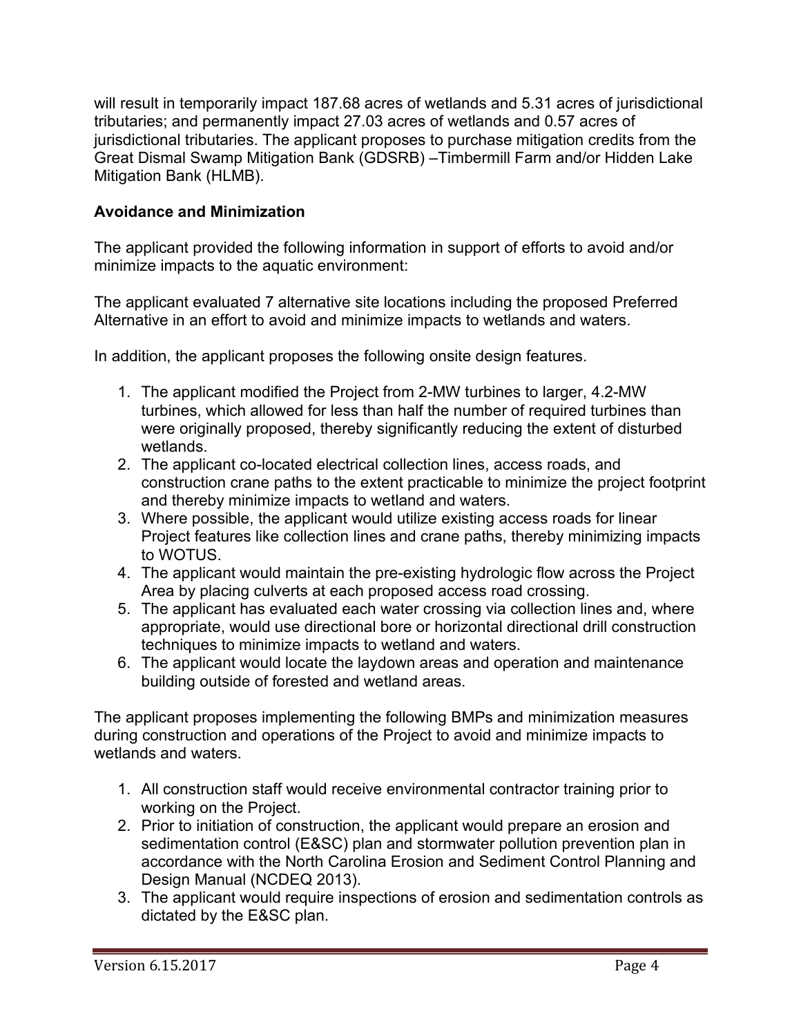will result in temporarily impact 187.68 acres of wetlands and 5.31 acres of jurisdictional tributaries; and permanently impact 27.03 acres of wetlands and 0.57 acres of jurisdictional tributaries. The applicant proposes to purchase mitigation credits from the Great Dismal Swamp Mitigation Bank (GDSRB) –Timbermill Farm and/or Hidden Lake Mitigation Bank (HLMB).

**Avoidance and Minimization**

The applicant provided the following information in support of efforts to avoid and/or minimize impacts to the aquatic environment:

The applicant evaluated 7 alternative site locations including the proposed Preferred Alternative in an effort to avoid and minimize impacts to wetlands and waters.

In addition, the applicant proposes the following onsite design features.

1. The applicant modified the Project from 2-MW turbines to larger, 4.2-MW turbines, which allowed for less than half the number of required turbines than were originally proposed, thereby significantly reducing the extent of disturbed wetlands.
2. The applicant co-located electrical collection lines, access roads, and construction crane paths to the extent practicable to minimize the project footprint and thereby minimize impacts to wetland and waters.
3. Where possible, the applicant would utilize existing access roads for linear Project features like collection lines and crane paths, thereby minimizing impacts to WOTUS.
4. The applicant would maintain the pre-existing hydrologic flow across the Project Area by placing culverts at each proposed access road crossing.
5. The applicant has evaluated each water crossing via collection lines and, where appropriate, would use directional bore or horizontal directional drill construction techniques to minimize impacts to wetland and waters.
6. The applicant would locate the laydown areas and operation and maintenance building outside of forested and wetland areas.

The applicant proposes implementing the following BMPs and minimization measures during construction and operations of the Project to avoid and minimize impacts to wetlands and waters.

1. All construction staff would receive environmental contractor training prior to working on the Project.
2. Prior to initiation of construction, the applicant would prepare an erosion and sedimentation control (E&SC) plan and stormwater pollution prevention plan in accordance with the North Carolina Erosion and Sediment Control Planning and Design Manual (NCDEQ 2013).
3. The applicant would require inspections of erosion and sedimentation controls as dictated by the E&SC plan.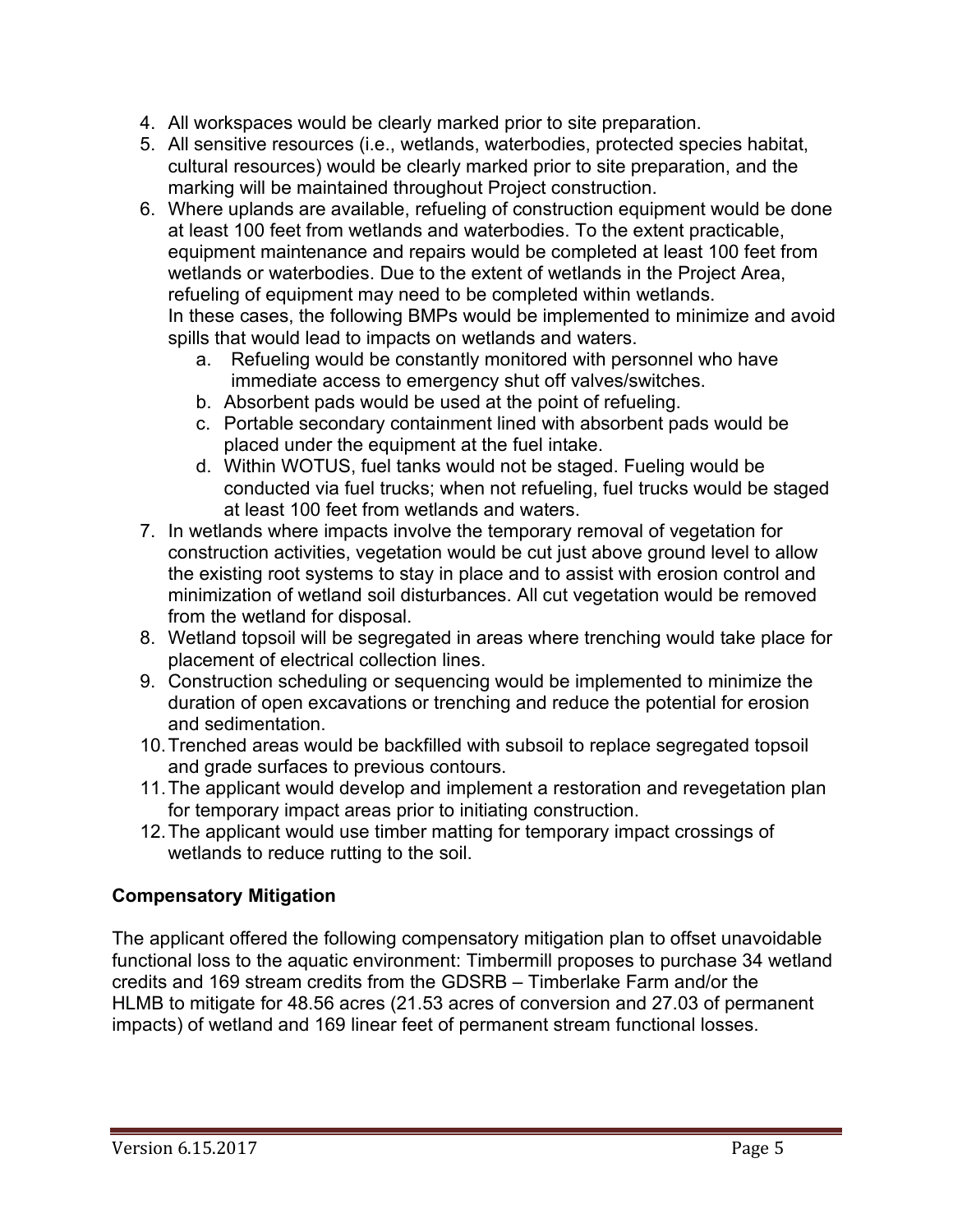4. All workspaces would be clearly marked prior to site preparation.
5. All sensitive resources (i.e., wetlands, waterbodies, protected species habitat, cultural resources) would be clearly marked prior to site preparation, and the marking will be maintained throughout Project construction.
6. Where uplands are available, refueling of construction equipment would be done at least 100 feet from wetlands and waterbodies. To the extent practicable, equipment maintenance and repairs would be completed at least 100 feet from wetlands or waterbodies. Due to the extent of wetlands in the Project Area, refueling of equipment may need to be completed within wetlands. In these cases, the following BMPs would be implemented to minimize and avoid spills that would lead to impacts on wetlands and waters.
   a. Refueling would be constantly monitored with personnel who have immediate access to emergency shut off valves/switches.
   b. Absorbent pads would be used at the point of refueling.
   c. Portable secondary containment lined with absorbent pads would be placed under the equipment at the fuel intake.
   d. Within WOTUS, fuel tanks would not be staged. Fueling would be conducted via fuel trucks; when not refueling, fuel trucks would be staged at least 100 feet from wetlands and waters.
7. In wetlands where impacts involve the temporary removal of vegetation for construction activities, vegetation would be cut just above ground level to allow the existing root systems to stay in place and to assist with erosion control and minimization of wetland soil disturbances. All cut vegetation would be removed from the wetland for disposal.
8. Wetland topsoil will be segregated in areas where trenching would take place for placement of electrical collection lines.
9. Construction scheduling or sequencing would be implemented to minimize the duration of open excavations or trenching and reduce the potential for erosion and sedimentation.
10. Trenched areas would be backfilled with subsoil to replace segregated topsoil and grade surfaces to previous contours.
11. The applicant would develop and implement a restoration and revegetation plan for temporary impact areas prior to initiating construction.
12. The applicant would use timber matting for temporary impact crossings of wetlands to reduce rutting to the soil.

**Compensatory Mitigation**

The applicant offered the following compensatory mitigation plan to offset unavoidable functional loss to the aquatic environment: Timbermill proposes to purchase 34 wetland credits and 169 stream credits from the GDSRB – Timberlake Farm and/or the HLMB to mitigate for 48.56 acres (21.53 acres of conversion and 27.03 of permanent impacts) of wetland and 169 linear feet of permanent stream functional losses.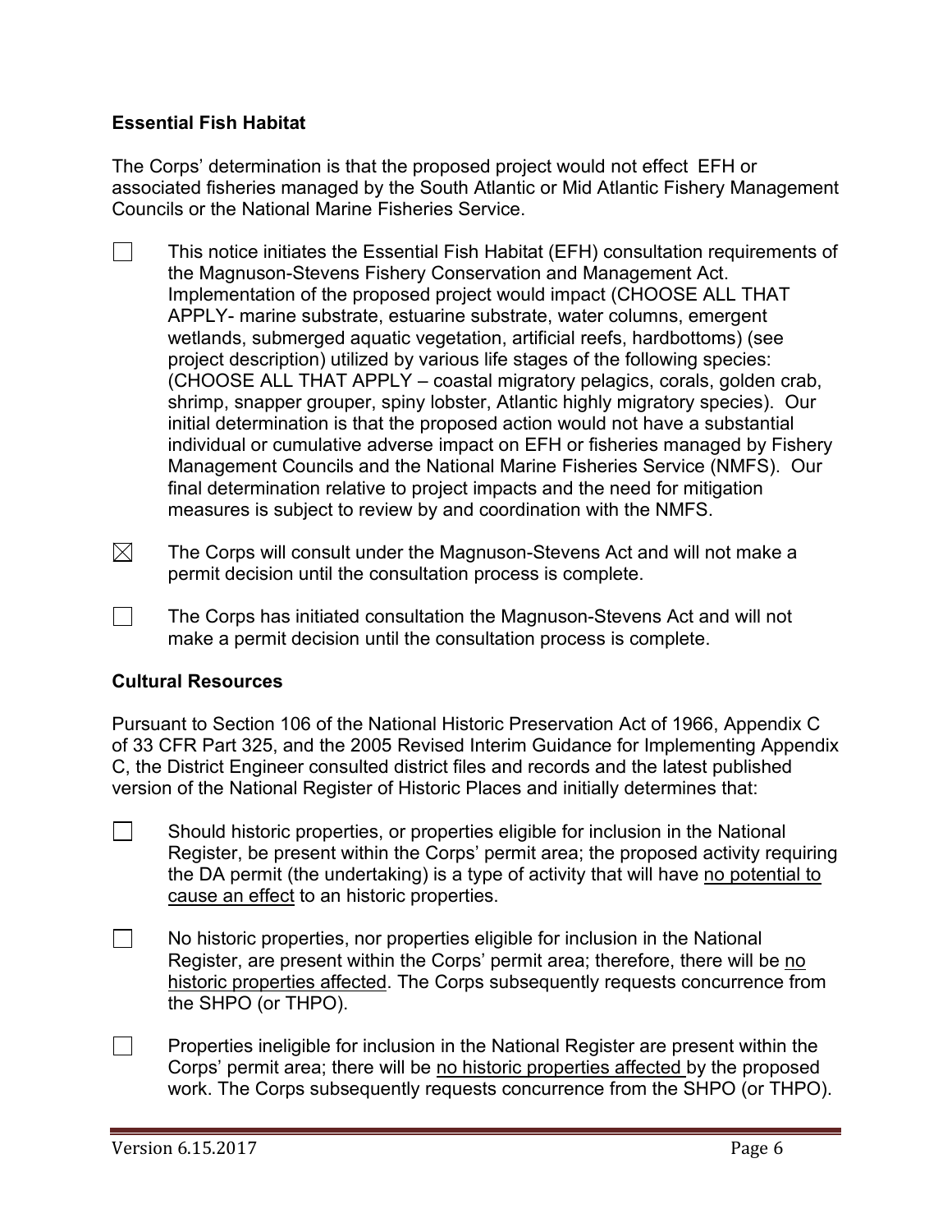**Essential Fish Habitat**

The Corps' determination is that the proposed project would not effect EFH or associated fisheries managed by the South Atlantic or Mid Atlantic Fishery Management Councils or the National Marine Fisheries Service.

☐ This notice initiates the Essential Fish Habitat (EFH) consultation requirements of the Magnuson-Stevens Fishery Conservation and Management Act. Implementation of the proposed project would impact (CHOOSE ALL THAT APPLY- marine substrate, estuarine substrate, water columns, emergent wetlands, submerged aquatic vegetation, artificial reefs, hardbottoms) (see project description) utilized by various life stages of the following species: (CHOOSE ALL THAT APPLY – coastal migratory pelagics, corals, golden crab, shrimp, snapper grouper, spiny lobster, Atlantic highly migratory species). Our initial determination is that the proposed action would not have a substantial individual or cumulative adverse impact on EFH or fisheries managed by Fishery Management Councils and the National Marine Fisheries Service (NMFS). Our final determination relative to project impacts and the need for mitigation measures is subject to review by and coordination with the NMFS.

☒ The Corps will consult under the Magnuson-Stevens Act and will not make a permit decision until the consultation process is complete.

☐ The Corps has initiated consultation the Magnuson-Stevens Act and will not make a permit decision until the consultation process is complete.

**Cultural Resources**

Pursuant to Section 106 of the National Historic Preservation Act of 1966, Appendix C of 33 CFR Part 325, and the 2005 Revised Interim Guidance for Implementing Appendix C, the District Engineer consulted district files and records and the latest published version of the National Register of Historic Places and initially determines that:

☐ Should historic properties, or properties eligible for inclusion in the National Register, be present within the Corps' permit area; the proposed activity requiring the DA permit (the undertaking) is a type of activity that will have <u>no potential to cause an effect</u> to an historic properties.

☐ No historic properties, nor properties eligible for inclusion in the National Register, are present within the Corps' permit area; therefore, there will be <u>no historic properties affected</u>. The Corps subsequently requests concurrence from the SHPO (or THPO).

☐ Properties ineligible for inclusion in the National Register are present within the Corps' permit area; there will be <u>no historic properties affected</u> by the proposed work. The Corps subsequently requests concurrence from the SHPO (or THPO).

Version 6.15.2017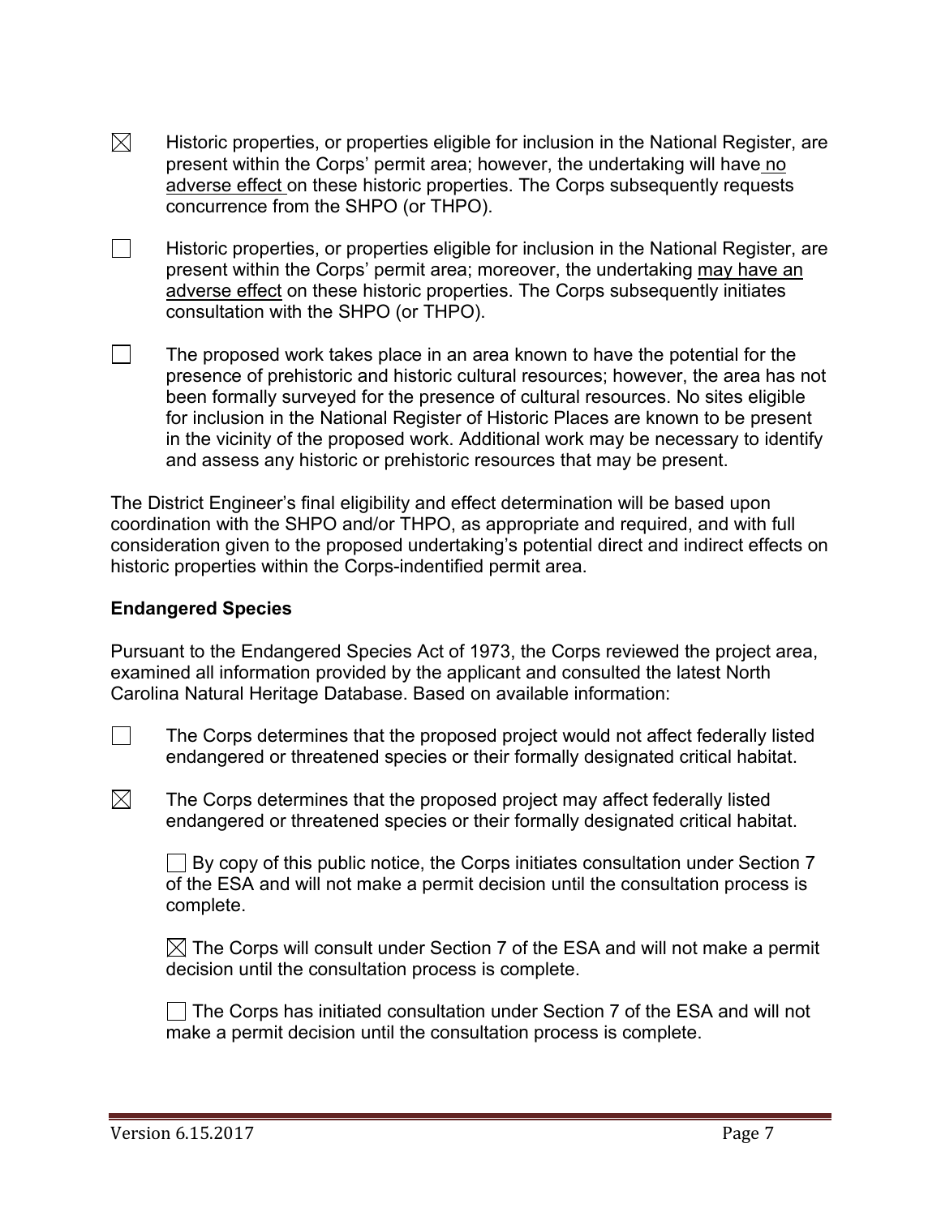☒ Historic properties, or properties eligible for inclusion in the National Register, are present within the Corps' permit area; however, the undertaking will have no adverse effect on these historic properties. The Corps subsequently requests concurrence from the SHPO (or THPO).

☐ Historic properties, or properties eligible for inclusion in the National Register, are present within the Corps' permit area; moreover, the undertaking may have an adverse effect on these historic properties. The Corps subsequently initiates consultation with the SHPO (or THPO).

☐ The proposed work takes place in an area known to have the potential for the presence of prehistoric and historic cultural resources; however, the area has not been formally surveyed for the presence of cultural resources. No sites eligible for inclusion in the National Register of Historic Places are known to be present in the vicinity of the proposed work. Additional work may be necessary to identify and assess any historic or prehistoric resources that may be present.

The District Engineer's final eligibility and effect determination will be based upon coordination with the SHPO and/or THPO, as appropriate and required, and with full consideration given to the proposed undertaking's potential direct and indirect effects on historic properties within the Corps-indentified permit area.

**Endangered Species**

Pursuant to the Endangered Species Act of 1973, the Corps reviewed the project area, examined all information provided by the applicant and consulted the latest North Carolina Natural Heritage Database. Based on available information:

☐ The Corps determines that the proposed project would not affect federally listed endangered or threatened species or their formally designated critical habitat.

☒ The Corps determines that the proposed project may affect federally listed endangered or threatened species or their formally designated critical habitat.

☐ By copy of this public notice, the Corps initiates consultation under Section 7 of the ESA and will not make a permit decision until the consultation process is complete.

☒ The Corps will consult under Section 7 of the ESA and will not make a permit decision until the consultation process is complete.

☐ The Corps has initiated consultation under Section 7 of the ESA and will not make a permit decision until the consultation process is complete.

Version 6.15.2017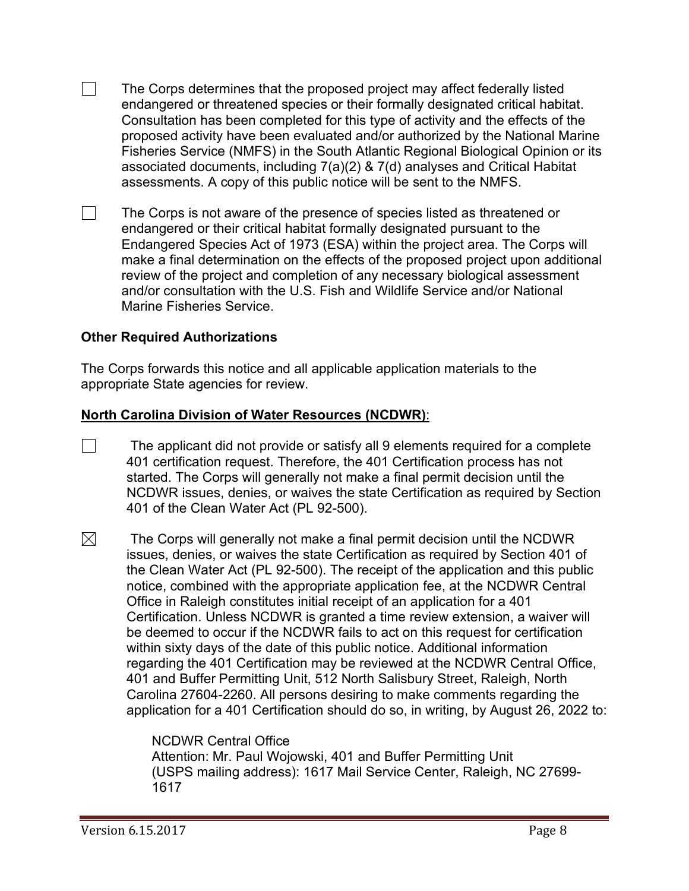☐ The Corps determines that the proposed project may affect federally listed endangered or threatened species or their formally designated critical habitat. Consultation has been completed for this type of activity and the effects of the proposed activity have been evaluated and/or authorized by the National Marine Fisheries Service (NMFS) in the South Atlantic Regional Biological Opinion or its associated documents, including 7(a)(2) & 7(d) analyses and Critical Habitat assessments. A copy of this public notice will be sent to the NMFS.

☐ The Corps is not aware of the presence of species listed as threatened or endangered or their critical habitat formally designated pursuant to the Endangered Species Act of 1973 (ESA) within the project area. The Corps will make a final determination on the effects of the proposed project upon additional review of the project and completion of any necessary biological assessment and/or consultation with the U.S. Fish and Wildlife Service and/or National Marine Fisheries Service.

**Other Required Authorizations**

The Corps forwards this notice and all applicable application materials to the appropriate State agencies for review.

**North Carolina Division of Water Resources (NCDWR)**:

☐ The applicant did not provide or satisfy all 9 elements required for a complete 401 certification request. Therefore, the 401 Certification process has not started. The Corps will generally not make a final permit decision until the NCDWR issues, denies, or waives the state Certification as required by Section 401 of the Clean Water Act (PL 92-500).

☒ The Corps will generally not make a final permit decision until the NCDWR issues, denies, or waives the state Certification as required by Section 401 of the Clean Water Act (PL 92-500). The receipt of the application and this public notice, combined with the appropriate application fee, at the NCDWR Central Office in Raleigh constitutes initial receipt of an application for a 401 Certification. Unless NCDWR is granted a time review extension, a waiver will be deemed to occur if the NCDWR fails to act on this request for certification within sixty days of the date of this public notice. Additional information regarding the 401 Certification may be reviewed at the NCDWR Central Office, 401 and Buffer Permitting Unit, 512 North Salisbury Street, Raleigh, North Carolina 27604-2260. All persons desiring to make comments regarding the application for a 401 Certification should do so, in writing, by August 26, 2022 to:

NCDWR Central Office
Attention: Mr. Paul Wojowski, 401 and Buffer Permitting Unit
(USPS mailing address): 1617 Mail Service Center, Raleigh, NC 27699-1617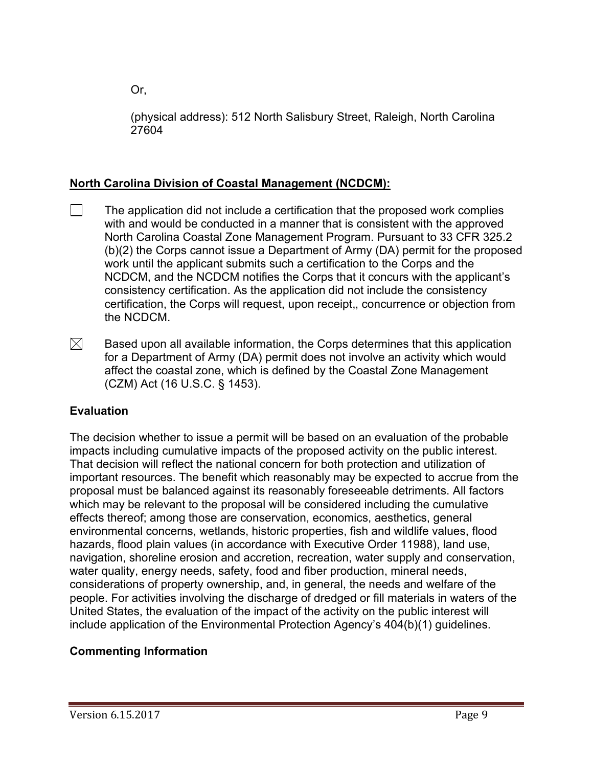Or,

(physical address): 512 North Salisbury Street, Raleigh, North Carolina 27604

**North Carolina Division of Coastal Management (NCDCM):**

☐ The application did not include a certification that the proposed work complies with and would be conducted in a manner that is consistent with the approved North Carolina Coastal Zone Management Program. Pursuant to 33 CFR 325.2 (b)(2) the Corps cannot issue a Department of Army (DA) permit for the proposed work until the applicant submits such a certification to the Corps and the NCDCM, and the NCDCM notifies the Corps that it concurs with the applicant's consistency certification. As the application did not include the consistency certification, the Corps will request, upon receipt,, concurrence or objection from the NCDCM.

☒ Based upon all available information, the Corps determines that this application for a Department of Army (DA) permit does not involve an activity which would affect the coastal zone, which is defined by the Coastal Zone Management (CZM) Act (16 U.S.C. § 1453).

**Evaluation**

The decision whether to issue a permit will be based on an evaluation of the probable impacts including cumulative impacts of the proposed activity on the public interest. That decision will reflect the national concern for both protection and utilization of important resources. The benefit which reasonably may be expected to accrue from the proposal must be balanced against its reasonably foreseeable detriments. All factors which may be relevant to the proposal will be considered including the cumulative effects thereof; among those are conservation, economics, aesthetics, general environmental concerns, wetlands, historic properties, fish and wildlife values, flood hazards, flood plain values (in accordance with Executive Order 11988), land use, navigation, shoreline erosion and accretion, recreation, water supply and conservation, water quality, energy needs, safety, food and fiber production, mineral needs, considerations of property ownership, and, in general, the needs and welfare of the people. For activities involving the discharge of dredged or fill materials in waters of the United States, the evaluation of the impact of the activity on the public interest will include application of the Environmental Protection Agency's 404(b)(1) guidelines.

**Commenting Information**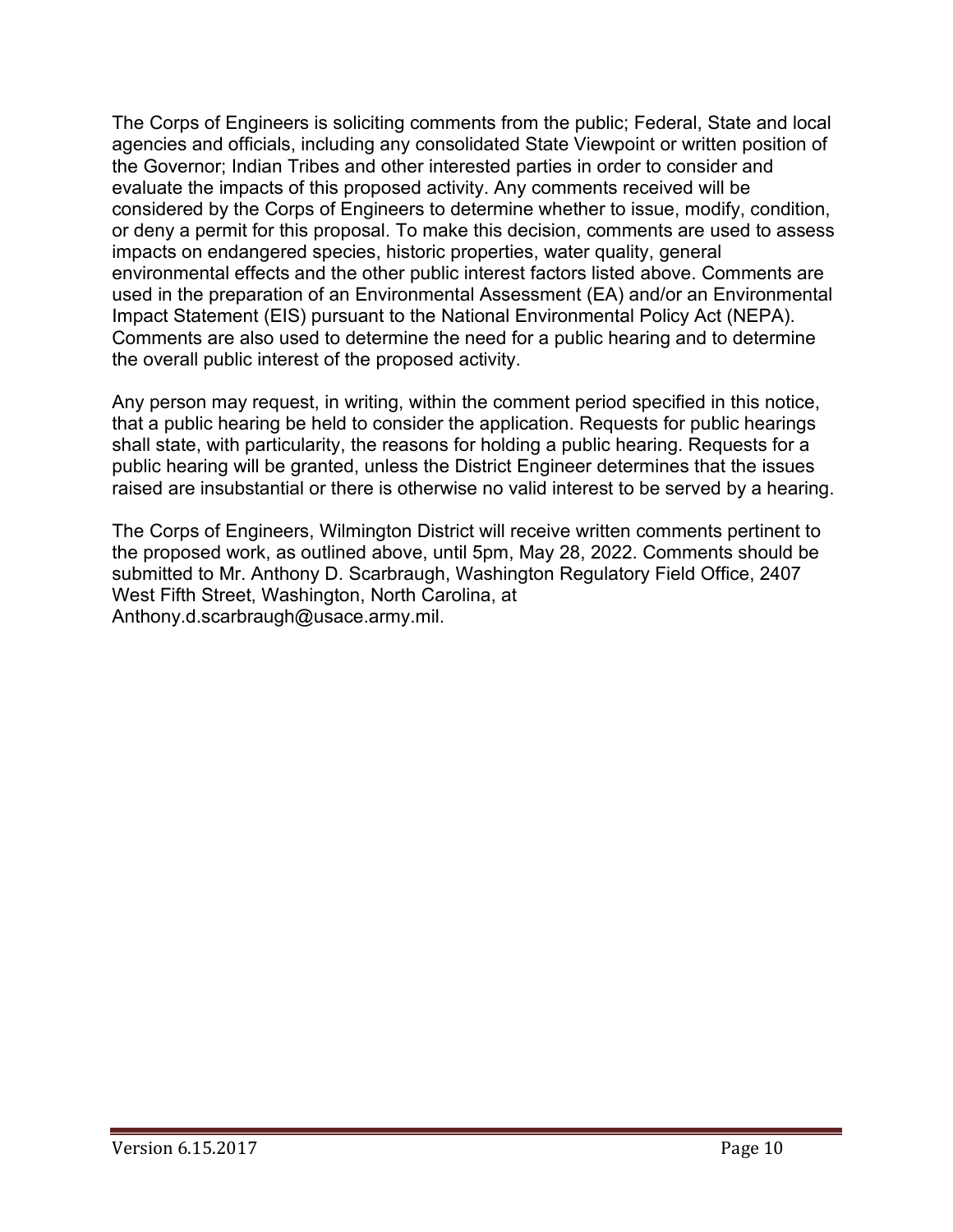The Corps of Engineers is soliciting comments from the public; Federal, State and local agencies and officials, including any consolidated State Viewpoint or written position of the Governor; Indian Tribes and other interested parties in order to consider and evaluate the impacts of this proposed activity. Any comments received will be considered by the Corps of Engineers to determine whether to issue, modify, condition, or deny a permit for this proposal. To make this decision, comments are used to assess impacts on endangered species, historic properties, water quality, general environmental effects and the other public interest factors listed above. Comments are used in the preparation of an Environmental Assessment (EA) and/or an Environmental Impact Statement (EIS) pursuant to the National Environmental Policy Act (NEPA). Comments are also used to determine the need for a public hearing and to determine the overall public interest of the proposed activity.

Any person may request, in writing, within the comment period specified in this notice, that a public hearing be held to consider the application. Requests for public hearings shall state, with particularity, the reasons for holding a public hearing. Requests for a public hearing will be granted, unless the District Engineer determines that the issues raised are insubstantial or there is otherwise no valid interest to be served by a hearing.

The Corps of Engineers, Wilmington District will receive written comments pertinent to the proposed work, as outlined above, until 5pm, May 28, 2022. Comments should be submitted to Mr. Anthony D. Scarbraugh, Washington Regulatory Field Office, 2407 West Fifth Street, Washington, North Carolina, at Anthony.d.scarbraugh@usace.army.mil.